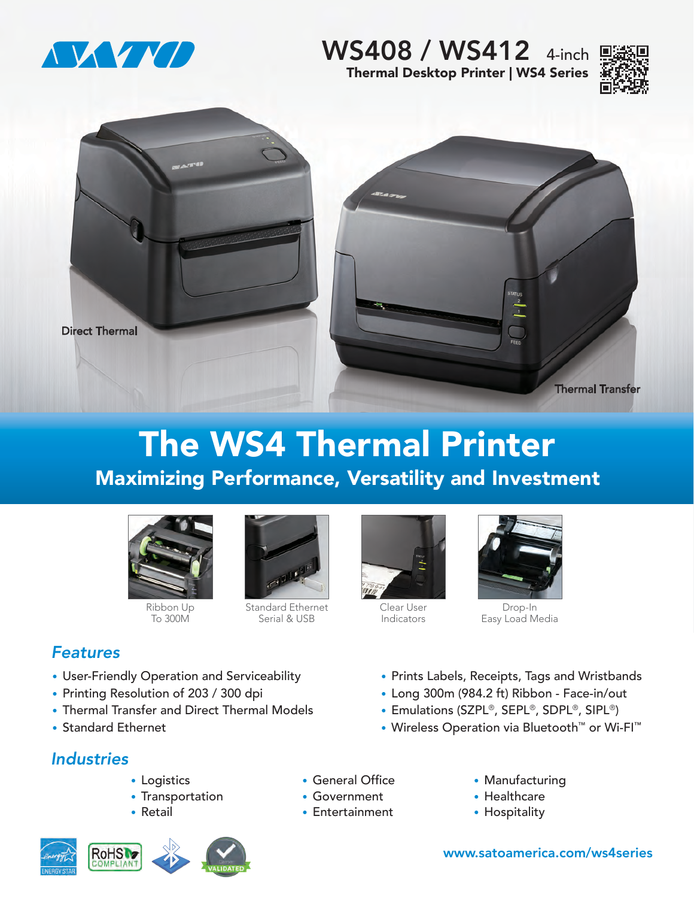# WS408 / WS412 4-inch

**Thermal Desktop Printer | WS4 Series**

Direct Thermal

Thermal Transfer

# The WS4 Thermal Printer

## Maximizing Performance, Versatility and Investment

Ribbon Up To 300M

Standard Ethernet Serial & USB

Clear User Indicators

Drop-In Easy Load Media

## *Features*

- User-Friendly Operation and Serviceability
- Printing Resolution of 203 / 300 dpi
- Thermal Transfer and Direct Thermal Models
- Standard Ethernet
- Prints Labels, Receipts, Tags and Wristbands
- Long 300m (984.2 ft) Ribbon - Face-in/out
- Emulations (SZPL®, SEPL®, SDPL®, SIPL®)
- Wireless Operation via Bluetooth™ or Wi-FI™

## *Industries*

- Logistics
- Transportation
- Retail
- General Office
- Government
- Entertainment
- Manufacturing
- Healthcare
- Hospitality

www.satoamerica.com/ws4series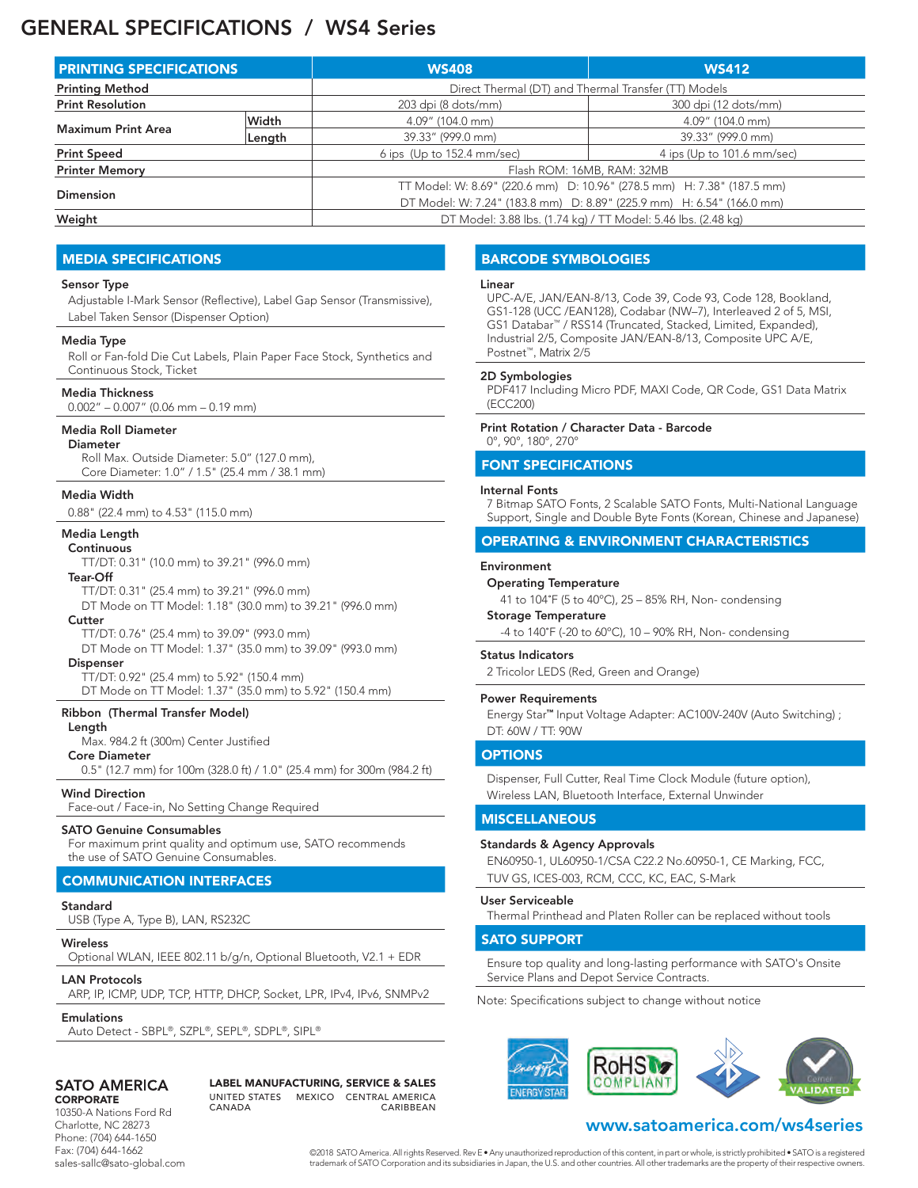# GENERAL SPECIFICATIONS / WS4 Series

| PRINTING SPECIFICATIONS | | WS408 | WS412 |
|---|---|---|---|
| Printing Method | | Direct Thermal (DT) and Thermal Transfer (TT) Models | |
| Print Resolution | | 203 dpi (8 dots/mm) | 300 dpi (12 dots/mm) |
| Maximum Print Area | Width | 4.09" (104.0 mm) | 4.09" (104.0 mm) |
| | Length | 39.33" (999.0 mm) | 39.33" (999.0 mm) |
| Print Speed | | 6 ips (Up to 152.4 mm/sec) | 4 ips (Up to 101.6 mm/sec) |
| Printer Memory | | Flash ROM: 16MB, RAM: 32MB | |
| Dimension | | TT Model: W: 8.69" (220.6 mm) D: 10.96" (278.5 mm) H: 7.38" (187.5 mm)<br>DT Model: W: 7.24" (183.8 mm) D: 8.89" (225.9 mm) H: 6.54" (166.0 mm) | |
| Weight | | DT Model: 3.88 lbs. (1.74 kg) / TT Model: 5.46 lbs. (2.48 kg) | |

## MEDIA SPECIFICATIONS

**Sensor Type**
Adjustable I-Mark Sensor (Reflective), Label Gap Sensor (Transmissive), Label Taken Sensor (Dispenser Option)

**Media Type**
Roll or Fan-fold Die Cut Labels, Plain Paper Face Stock, Synthetics and Continuous Stock, Ticket

**Media Thickness**
0.002" – 0.007" (0.06 mm – 0.19 mm)

**Media Roll Diameter**

**Diameter**
Roll Max. Outside Diameter: 5.0" (127.0 mm),
Core Diameter: 1.0" / 1.5" (25.4 mm / 38.1 mm)

**Media Width**
0.88" (22.4 mm) to 4.53" (115.0 mm)

**Media Length**

**Continuous**
TT/DT: 0.31" (10.0 mm) to 39.21" (996.0 mm)

**Tear-Off**
TT/DT: 0.31" (25.4 mm) to 39.21" (996.0 mm)
DT Mode on TT Model: 1.18" (30.0 mm) to 39.21" (996.0 mm)

**Cutter**
TT/DT: 0.76" (25.4 mm) to 39.09" (993.0 mm)
DT Mode on TT Model: 1.37" (35.0 mm) to 39.09" (993.0 mm)

**Dispenser**
TT/DT: 0.92" (25.4 mm) to 5.92" (150.4 mm)
DT Mode on TT Model: 1.37" (35.0 mm) to 5.92" (150.4 mm)

**Ribbon (Thermal Transfer Model)**

**Length**
Max. 984.2 ft (300m) Center Justified

**Core Diameter**
0.5" (12.7 mm) for 100m (328.0 ft) / 1.0" (25.4 mm) for 300m (984.2 ft)

**Wind Direction**
Face-out / Face-in, No Setting Change Required

**SATO Genuine Consumables**
For maximum print quality and optimum use, SATO recommends the use of SATO Genuine Consumables.

## COMMUNICATION INTERFACES

**Standard**
USB (Type A, Type B), LAN, RS232C

**Wireless**
Optional WLAN, IEEE 802.11 b/g/n, Optional Bluetooth, V2.1 + EDR

**LAN Protocols**
ARP, IP, ICMP, UDP, TCP, HTTP, DHCP, Socket, LPR, IPv4, IPv6, SNMPv2

**Emulations**
Auto Detect - SBPL®, SZPL®, SEPL®, SDPL®, SIPL®

## BARCODE SYMBOLOGIES

**Linear**
UPC-A/E, JAN/EAN-8/13, Code 39, Code 93, Code 128, Bookland, GS1-128 (UCC /EAN128), Codabar (NW–7), Interleaved 2 of 5, MSI, GS1 Databar™ / RSS14 (Truncated, Stacked, Limited, Expanded), Industrial 2/5, Composite JAN/EAN-8/13, Composite UPC A/E, Postnet™, Matrix 2/5

**2D Symbologies**
PDF417 Including Micro PDF, MAXI Code, QR Code, GS1 Data Matrix (ECC200)

**Print Rotation / Character Data - Barcode**
0°, 90°, 180°, 270°

## FONT SPECIFICATIONS

**Internal Fonts**
7 Bitmap SATO Fonts, 2 Scalable SATO Fonts, Multi-National Language Support, Single and Double Byte Fonts (Korean, Chinese and Japanese)

## OPERATING & ENVIRONMENT CHARACTERISTICS

**Environment**

**Operating Temperature**
41 to 104°F (5 to 40°C), 25 – 85% RH, Non- condensing

**Storage Temperature**
-4 to 140°F (-20 to 60°C), 10 – 90% RH, Non- condensing

**Status Indicators**
2 Tricolor LEDS (Red, Green and Orange)

**Power Requirements**
Energy Star™ Input Voltage Adapter: AC100V-240V (Auto Switching) ;
DT: 60W / TT: 90W

## OPTIONS

Dispenser, Full Cutter, Real Time Clock Module (future option), Wireless LAN, Bluetooth Interface, External Unwinder

## MISCELLANEOUS

**Standards & Agency Approvals**
EN60950-1, UL60950-1/CSA C22.2 No.60950-1, CE Marking, FCC, TUV GS, ICES-003, RCM, CCC, KC, EAC, S-Mark

**User Serviceable**
Thermal Printhead and Platen Roller can be replaced without tools

## SATO SUPPORT

Ensure top quality and long-lasting performance with SATO's Onsite Service Plans and Depot Service Contracts.

Note: Specifications subject to change without notice

ENERGY STAR  RoHS COMPLIANT  VALIDATED

**SATO AMERICA**
**CORPORATE**
10350-A Nations Ford Rd
Charlotte, NC 28273
Phone: (704) 644-1650
Fax: (704) 644-1662
sales-sallc@sato-global.com

**LABEL MANUFACTURING, SERVICE & SALES**
UNITED STATES MEXICO CENTRAL AMERICA
CANADA CARIBBEAN

**www.satoamerica.com/ws4series**

©2018 SATO America. All rights Reserved. Rev E • Any unauthorized reproduction of this content, in part or whole, is strictly prohibited • SATO is a registered trademark of SATO Corporation and its subsidiaries in Japan, the U.S. and other countries. All other trademarks are the property of their respective owners.